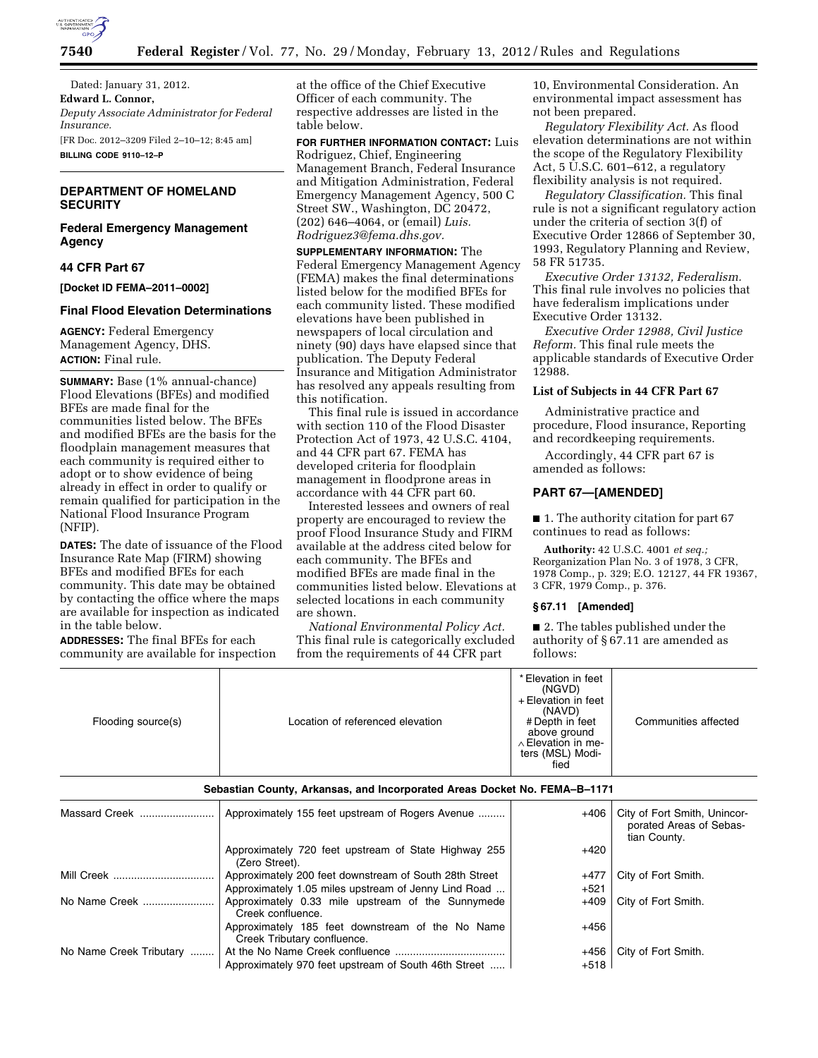Dated: January 31, 2012.

**Edward L. Connor,**

*Deputy Associate Administrator for Federal Insurance.*

[FR Doc. 2012–3209 Filed 2–10–12; 8:45 am]

**BILLING CODE 9110–12–P**

## DEPARTMENT OF HOMELAND SECURITY

### Federal Emergency Management Agency

### 44 CFR Part 67

**[Docket ID FEMA–2011–0002]**

### Final Flood Elevation Determinations

**AGENCY:** Federal Emergency Management Agency, DHS.

**ACTION:** Final rule.

**SUMMARY:** Base (1% annual-chance) Flood Elevations (BFEs) and modified BFEs are made final for the communities listed below. The BFEs and modified BFEs are the basis for the floodplain management measures that each community is required either to adopt or to show evidence of being already in effect in order to qualify or remain qualified for participation in the National Flood Insurance Program (NFIP).

**DATES:** The date of issuance of the Flood Insurance Rate Map (FIRM) showing BFEs and modified BFEs for each community. This date may be obtained by contacting the office where the maps are available for inspection as indicated in the table below.

**ADDRESSES:** The final BFEs for each community are available for inspection at the office of the Chief Executive Officer of each community. The respective addresses are listed in the table below.

**FOR FURTHER INFORMATION CONTACT:** Luis Rodriguez, Chief, Engineering Management Branch, Federal Insurance and Mitigation Administration, Federal Emergency Management Agency, 500 C Street SW., Washington, DC 20472, (202) 646–4064, or (email) *Luis.Rodriguez3@fema.dhs.gov.*

**SUPPLEMENTARY INFORMATION:** The Federal Emergency Management Agency (FEMA) makes the final determinations listed below for the modified BFEs for each community listed. These modified elevations have been published in newspapers of local circulation and ninety (90) days have elapsed since that publication. The Deputy Federal Insurance and Mitigation Administrator has resolved any appeals resulting from this notification.

This final rule is issued in accordance with section 110 of the Flood Disaster Protection Act of 1973, 42 U.S.C. 4104, and 44 CFR part 67. FEMA has developed criteria for floodplain management in floodprone areas in accordance with 44 CFR part 60.

Interested lessees and owners of real property are encouraged to review the proof Flood Insurance Study and FIRM available at the address cited below for each community. The BFEs and modified BFEs are made final in the communities listed below. Elevations at selected locations in each community are shown.

*National Environmental Policy Act.* This final rule is categorically excluded from the requirements of 44 CFR part 10, Environmental Consideration. An environmental impact assessment has not been prepared.

*Regulatory Flexibility Act.* As flood elevation determinations are not within the scope of the Regulatory Flexibility Act, 5 U.S.C. 601–612, a regulatory flexibility analysis is not required.

*Regulatory Classification.* This final rule is not a significant regulatory action under the criteria of section 3(f) of Executive Order 12866 of September 30, 1993, Regulatory Planning and Review, 58 FR 51735.

*Executive Order 13132, Federalism.* This final rule involves no policies that have federalism implications under Executive Order 13132.

*Executive Order 12988, Civil Justice Reform.* This final rule meets the applicable standards of Executive Order 12988.

### List of Subjects in 44 CFR Part 67

Administrative practice and procedure, Flood insurance, Reporting and recordkeeping requirements.

Accordingly, 44 CFR part 67 is amended as follows:

## PART 67—[AMENDED]

■ 1. The authority citation for part 67 continues to read as follows:

**Authority:** 42 U.S.C. 4001 *et seq.*; Reorganization Plan No. 3 of 1978, 3 CFR, 1978 Comp., p. 329; E.O. 12127, 44 FR 19367, 3 CFR, 1979 Comp., p. 376.

### § 67.11 [Amended]

■ 2. The tables published under the authority of § 67.11 are amended as follows:

| Flooding source(s) | Location of referenced elevation | * Elevation in feet (NGVD) + Elevation in feet (NAVD) # Depth in feet above ground ∧ Elevation in meters (MSL) Modified | Communities affected |
|---|---|---|---|
| **Sebastian County, Arkansas, and Incorporated Areas Docket No. FEMA–B–1171** | | | |
| Massard Creek | Approximately 155 feet upstream of Rogers Avenue | +406 | City of Fort Smith, Unincorporated Areas of Sebastian County. |
| | Approximately 720 feet upstream of State Highway 255 (Zero Street). | +420 | |
| Mill Creek | Approximately 200 feet downstream of South 28th Street | +477 | City of Fort Smith. |
| | Approximately 1.05 miles upstream of Jenny Lind Road | +521 | |
| No Name Creek | Approximately 0.33 mile upstream of the Sunnymede Creek confluence. | +409 | City of Fort Smith. |
| | Approximately 185 feet downstream of the No Name Creek Tributary confluence. | +456 | |
| No Name Creek Tributary | At the No Name Creek confluence | +456 | City of Fort Smith. |
| | Approximately 970 feet upstream of South 46th Street | +518 | |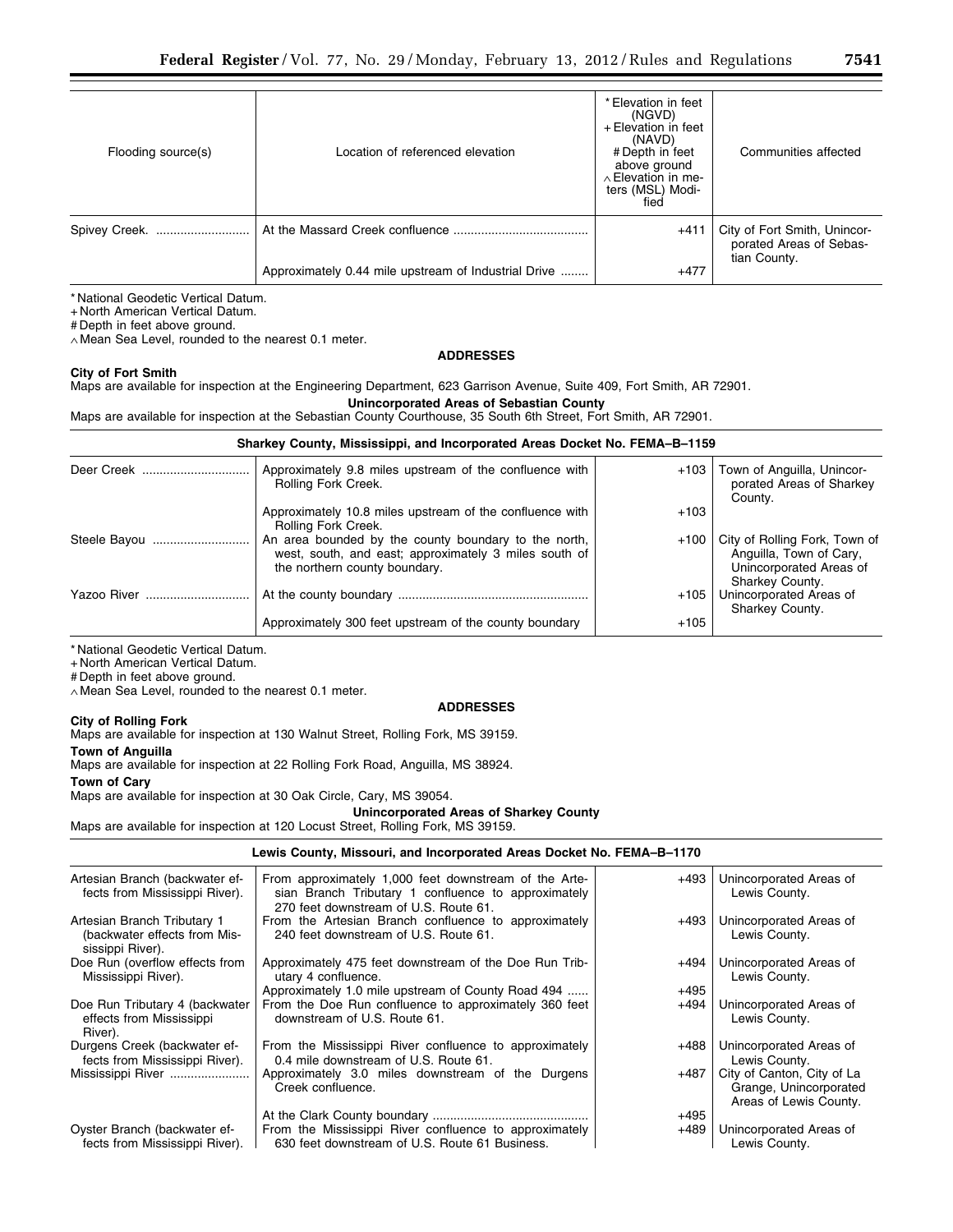| Flooding source(s) | Location of referenced elevation | * Elevation in feet (NGVD) + Elevation in feet (NAVD) # Depth in feet above ground ∧ Elevation in meters (MSL) Modified | Communities affected |
|---|---|---|---|
| Spivey Creek. | At the Massard Creek confluence | +411 | City of Fort Smith, Unincorporated Areas of Sebastian County. |
| | Approximately 0.44 mile upstream of Industrial Drive | +477 | |

\* National Geodetic Vertical Datum.
\+ North American Vertical Datum.
\# Depth in feet above ground.
∧ Mean Sea Level, rounded to the nearest 0.1 meter.

**ADDRESSES**

**City of Fort Smith**
Maps are available for inspection at the Engineering Department, 623 Garrison Avenue, Suite 409, Fort Smith, AR 72901.

**Unincorporated Areas of Sebastian County**
Maps are available for inspection at the Sebastian County Courthouse, 35 South 6th Street, Fort Smith, AR 72901.

**Sharkey County, Mississippi, and Incorporated Areas Docket No. FEMA–B–1159**

| Flooding source(s) | Location of referenced elevation | Elevation | Communities affected |
|---|---|---|---|
| Deer Creek | Approximately 9.8 miles upstream of the confluence with Rolling Fork Creek. | +103 | Town of Anguilla, Unincorporated Areas of Sharkey County. |
| | Approximately 10.8 miles upstream of the confluence with Rolling Fork Creek. | +103 | |
| Steele Bayou | An area bounded by the county boundary to the north, west, south, and east; approximately 3 miles south of the northern county boundary. | +100 | City of Rolling Fork, Town of Anguilla, Town of Cary, Unincorporated Areas of Sharkey County. |
| Yazoo River | At the county boundary | +105 | Unincorporated Areas of Sharkey County. |
| | Approximately 300 feet upstream of the county boundary | +105 | |

\* National Geodetic Vertical Datum.
\+ North American Vertical Datum.
\# Depth in feet above ground.
∧ Mean Sea Level, rounded to the nearest 0.1 meter.

**ADDRESSES**

**City of Rolling Fork**
Maps are available for inspection at 130 Walnut Street, Rolling Fork, MS 39159.

**Town of Anguilla**
Maps are available for inspection at 22 Rolling Fork Road, Anguilla, MS 38924.

**Town of Cary**
Maps are available for inspection at 30 Oak Circle, Cary, MS 39054.

**Unincorporated Areas of Sharkey County**
Maps are available for inspection at 120 Locust Street, Rolling Fork, MS 39159.

**Lewis County, Missouri, and Incorporated Areas Docket No. FEMA–B–1170**

| Flooding source(s) | Location of referenced elevation | Elevation | Communities affected |
|---|---|---|---|
| Artesian Branch (backwater effects from Mississippi River). | From approximately 1,000 feet downstream of the Artesian Branch Tributary 1 confluence to approximately 270 feet downstream of U.S. Route 61. | +493 | Unincorporated Areas of Lewis County. |
| Artesian Branch Tributary 1 (backwater effects from Mississippi River). | From the Artesian Branch confluence to approximately 240 feet downstream of U.S. Route 61. | +493 | Unincorporated Areas of Lewis County. |
| Doe Run (overflow effects from Mississippi River). | Approximately 475 feet downstream of the Doe Run Tributary 4 confluence. | +494 | Unincorporated Areas of Lewis County. |
| | Approximately 1.0 mile upstream of County Road 494 | +495 | |
| Doe Run Tributary 4 (backwater effects from Mississippi River). | From the Doe Run confluence to approximately 360 feet downstream of U.S. Route 61. | +494 | Unincorporated Areas of Lewis County. |
| Durgens Creek (backwater effects from Mississippi River). | From the Mississippi River confluence to approximately 0.4 mile downstream of U.S. Route 61. | +488 | Unincorporated Areas of Lewis County. |
| Mississippi River | Approximately 3.0 miles downstream of the Durgens Creek confluence. | +487 | City of Canton, City of La Grange, Unincorporated Areas of Lewis County. |
| | At the Clark County boundary | +495 | |
| Oyster Branch (backwater effects from Mississippi River). | From the Mississippi River confluence to approximately 630 feet downstream of U.S. Route 61 Business. | +489 | Unincorporated Areas of Lewis County. |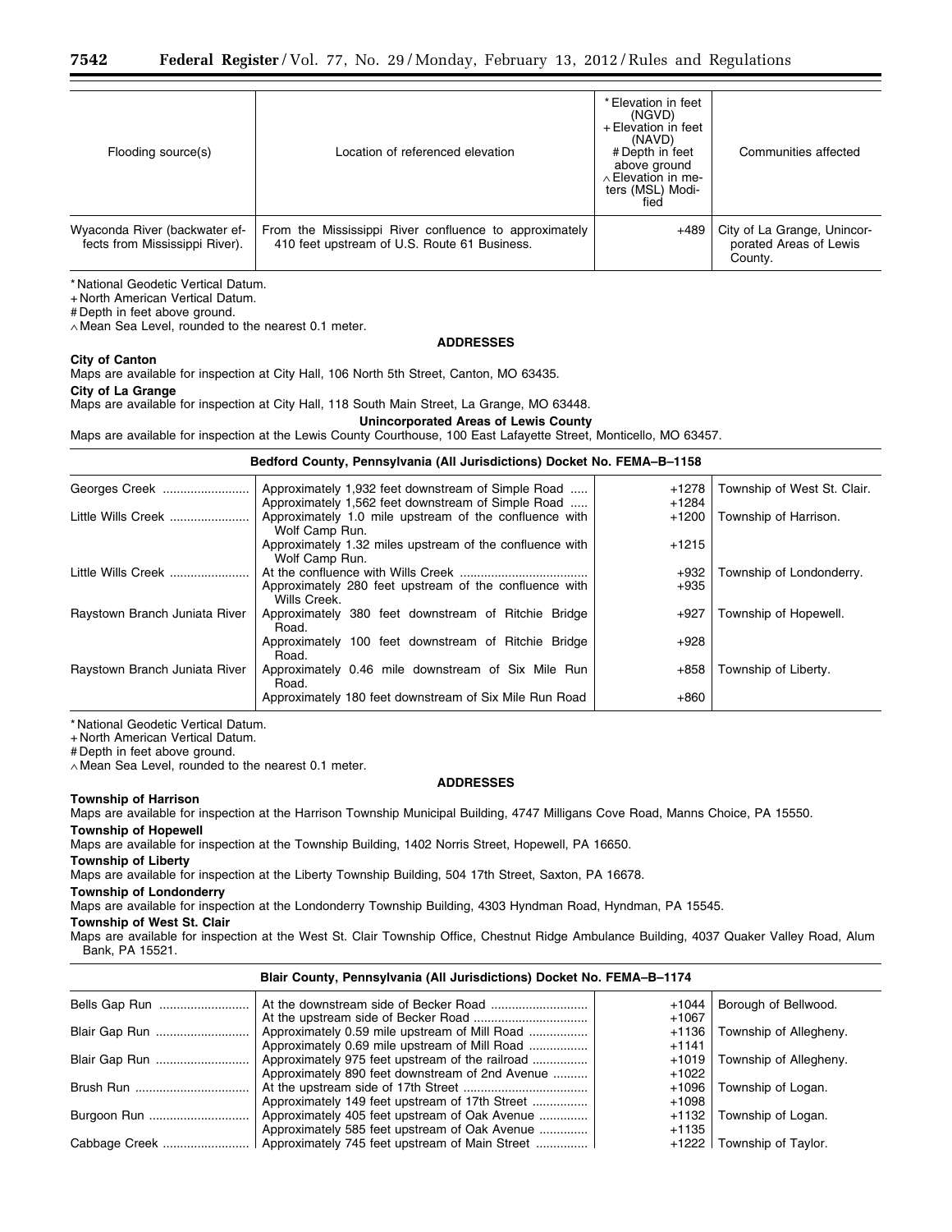| Flooding source(s) | Location of referenced elevation | * Elevation in feet (NGVD) + Elevation in feet (NAVD) # Depth in feet above ground ∧ Elevation in meters (MSL) Modified | Communities affected |
|---|---|---|---|
| Wyaconda River (backwater effects from Mississippi River). | From the Mississippi River confluence to approximately 410 feet upstream of U.S. Route 61 Business. | +489 | City of La Grange, Unincorporated Areas of Lewis County. |

* National Geodetic Vertical Datum.
+ North American Vertical Datum.
# Depth in feet above ground.
∧ Mean Sea Level, rounded to the nearest 0.1 meter.

**ADDRESSES**

**City of Canton**

Maps are available for inspection at City Hall, 106 North 5th Street, Canton, MO 63435.

**City of La Grange**

Maps are available for inspection at City Hall, 118 South Main Street, La Grange, MO 63448.

**Unincorporated Areas of Lewis County**

Maps are available for inspection at the Lewis County Courthouse, 100 East Lafayette Street, Monticello, MO 63457.

**Bedford County, Pennsylvania (All Jurisdictions) Docket No. FEMA–B–1158**

| Flooding source(s) | Location of referenced elevation | Elevation | Communities affected |
|---|---|---|---|
| Georges Creek | Approximately 1,932 feet downstream of Simple Road | +1278 | Township of West St. Clair. |
| | Approximately 1,562 feet downstream of Simple Road | +1284 | |
| Little Wills Creek | Approximately 1.0 mile upstream of the confluence with Wolf Camp Run. | +1200 | Township of Harrison. |
| | Approximately 1.32 miles upstream of the confluence with Wolf Camp Run. | +1215 | |
| Little Wills Creek | At the confluence with Wills Creek | +932 | Township of Londonderry. |
| | Approximately 280 feet upstream of the confluence with Wills Creek. | +935 | |
| Raystown Branch Juniata River | Approximately 380 feet downstream of Ritchie Bridge Road. | +927 | Township of Hopewell. |
| | Approximately 100 feet downstream of Ritchie Bridge Road. | +928 | |
| Raystown Branch Juniata River | Approximately 0.46 mile downstream of Six Mile Run Road. | +858 | Township of Liberty. |
| | Approximately 180 feet downstream of Six Mile Run Road | +860 | |

* National Geodetic Vertical Datum.
+ North American Vertical Datum.
# Depth in feet above ground.
∧ Mean Sea Level, rounded to the nearest 0.1 meter.

**ADDRESSES**

**Township of Harrison**

Maps are available for inspection at the Harrison Township Municipal Building, 4747 Milligans Cove Road, Manns Choice, PA 15550.

**Township of Hopewell**

Maps are available for inspection at the Township Building, 1402 Norris Street, Hopewell, PA 16650.

**Township of Liberty**

Maps are available for inspection at the Liberty Township Building, 504 17th Street, Saxton, PA 16678.

**Township of Londonderry**

Maps are available for inspection at the Londonderry Township Building, 4303 Hyndman Road, Hyndman, PA 15545.

**Township of West St. Clair**

Maps are available for inspection at the West St. Clair Township Office, Chestnut Ridge Ambulance Building, 4037 Quaker Valley Road, Alum Bank, PA 15521.

**Blair County, Pennsylvania (All Jurisdictions) Docket No. FEMA–B–1174**

| Flooding source(s) | Location of referenced elevation | Elevation | Communities affected |
|---|---|---|---|
| Bells Gap Run | At the downstream side of Becker Road | +1044 | Borough of Bellwood. |
| | At the upstream side of Becker Road | +1067 | |
| Blair Gap Run | Approximately 0.59 mile upstream of Mill Road | +1136 | Township of Allegheny. |
| | Approximately 0.69 mile upstream of Mill Road | +1141 | |
| Blair Gap Run | Approximately 975 feet upstream of the railroad | +1019 | Township of Allegheny. |
| | Approximately 890 feet downstream of 2nd Avenue | +1022 | |
| Brush Run | At the upstream side of 17th Street | +1096 | Township of Logan. |
| | Approximately 149 feet upstream of 17th Street | +1098 | |
| Burgoon Run | Approximately 405 feet upstream of Oak Avenue | +1132 | Township of Logan. |
| | Approximately 585 feet upstream of Oak Avenue | +1135 | |
| Cabbage Creek | Approximately 745 feet upstream of Main Street | +1222 | Township of Taylor. |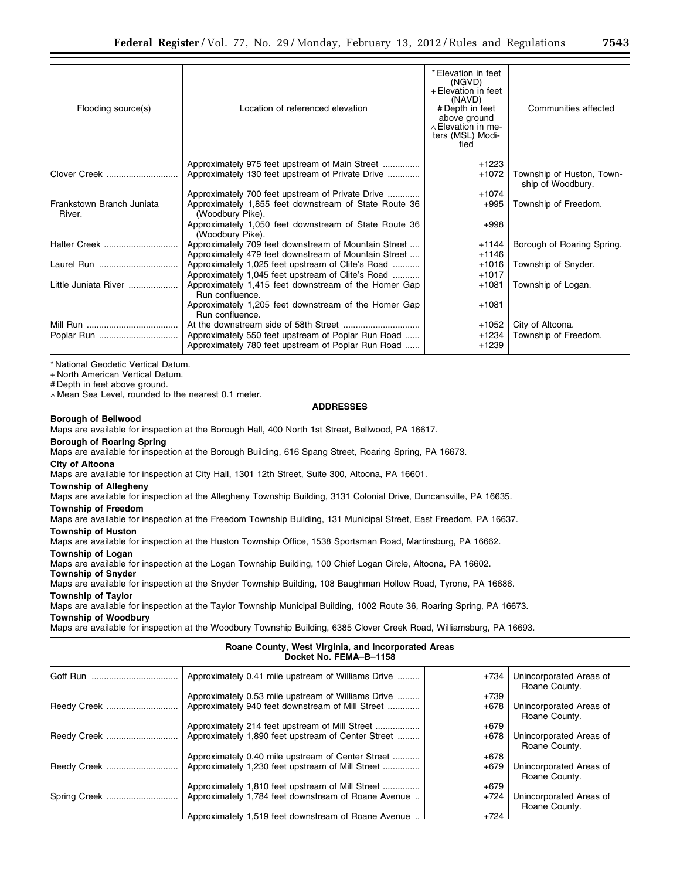| Flooding source(s) | Location of referenced elevation | * Elevation in feet (NGVD) + Elevation in feet (NAVD) # Depth in feet above ground ∧ Elevation in meters (MSL) Modified | Communities affected |
|---|---|---|---|
| | Approximately 975 feet upstream of Main Street | +1223 | |
| Clover Creek | Approximately 130 feet upstream of Private Drive | +1072 | Township of Huston, Township of Woodbury. |
| | Approximately 700 feet upstream of Private Drive | +1074 | |
| Frankstown Branch Juniata River. | Approximately 1,855 feet downstream of State Route 36 (Woodbury Pike). | +995 | Township of Freedom. |
| | Approximately 1,050 feet downstream of State Route 36 (Woodbury Pike). | +998 | |
| Halter Creek | Approximately 709 feet downstream of Mountain Street | +1144 | Borough of Roaring Spring. |
| | Approximately 479 feet downstream of Mountain Street | +1146 | |
| Laurel Run | Approximately 1,025 feet upstream of Clite's Road | +1016 | Township of Snyder. |
| | Approximately 1,045 feet upstream of Clite's Road | +1017 | |
| Little Juniata River | Approximately 1,415 feet downstream of the Homer Gap Run confluence. | +1081 | Township of Logan. |
| | Approximately 1,205 feet downstream of the Homer Gap Run confluence. | +1081 | |
| Mill Run | At the downstream side of 58th Street | +1052 | City of Altoona. |
| Poplar Run | Approximately 550 feet upstream of Poplar Run Road | +1234 | Township of Freedom. |
| | Approximately 780 feet upstream of Poplar Run Road | +1239 | |

* National Geodetic Vertical Datum.
+ North American Vertical Datum.
# Depth in feet above ground.
∧ Mean Sea Level, rounded to the nearest 0.1 meter.

**ADDRESSES**

**Borough of Bellwood**
Maps are available for inspection at the Borough Hall, 400 North 1st Street, Bellwood, PA 16617.

**Borough of Roaring Spring**
Maps are available for inspection at the Borough Building, 616 Spang Street, Roaring Spring, PA 16673.

**City of Altoona**
Maps are available for inspection at City Hall, 1301 12th Street, Suite 300, Altoona, PA 16601.

**Township of Allegheny**
Maps are available for inspection at the Allegheny Township Building, 3131 Colonial Drive, Duncansville, PA 16635.

**Township of Freedom**
Maps are available for inspection at the Freedom Township Building, 131 Municipal Street, East Freedom, PA 16637.

**Township of Huston**
Maps are available for inspection at the Huston Township Office, 1538 Sportsman Road, Martinsburg, PA 16662.

**Township of Logan**
Maps are available for inspection at the Logan Township Building, 100 Chief Logan Circle, Altoona, PA 16602.

**Township of Snyder**
Maps are available for inspection at the Snyder Township Building, 108 Baughman Hollow Road, Tyrone, PA 16686.

**Township of Taylor**
Maps are available for inspection at the Taylor Township Municipal Building, 1002 Route 36, Roaring Spring, PA 16673.

**Township of Woodbury**
Maps are available for inspection at the Woodbury Township Building, 6385 Clover Creek Road, Williamsburg, PA 16693.

**Roane County, West Virginia, and Incorporated Areas**
**Docket No. FEMA–B–1158**

| Flooding source(s) | Location of referenced elevation | Elevation | Communities affected |
|---|---|---|---|
| Goff Run | Approximately 0.41 mile upstream of Williams Drive | +734 | Unincorporated Areas of Roane County. |
| | Approximately 0.53 mile upstream of Williams Drive | +739 | |
| Reedy Creek | Approximately 940 feet downstream of Mill Street | +678 | Unincorporated Areas of Roane County. |
| | Approximately 214 feet upstream of Mill Street | +679 | |
| Reedy Creek | Approximately 1,890 feet upstream of Center Street | +678 | Unincorporated Areas of Roane County. |
| | Approximately 0.40 mile upstream of Center Street | +678 | |
| Reedy Creek | Approximately 1,230 feet upstream of Mill Street | +679 | Unincorporated Areas of Roane County. |
| | Approximately 1,810 feet upstream of Mill Street | +679 | |
| Spring Creek | Approximately 1,784 feet downstream of Roane Avenue | +724 | Unincorporated Areas of Roane County. |
| | Approximately 1,519 feet downstream of Roane Avenue | +724 | |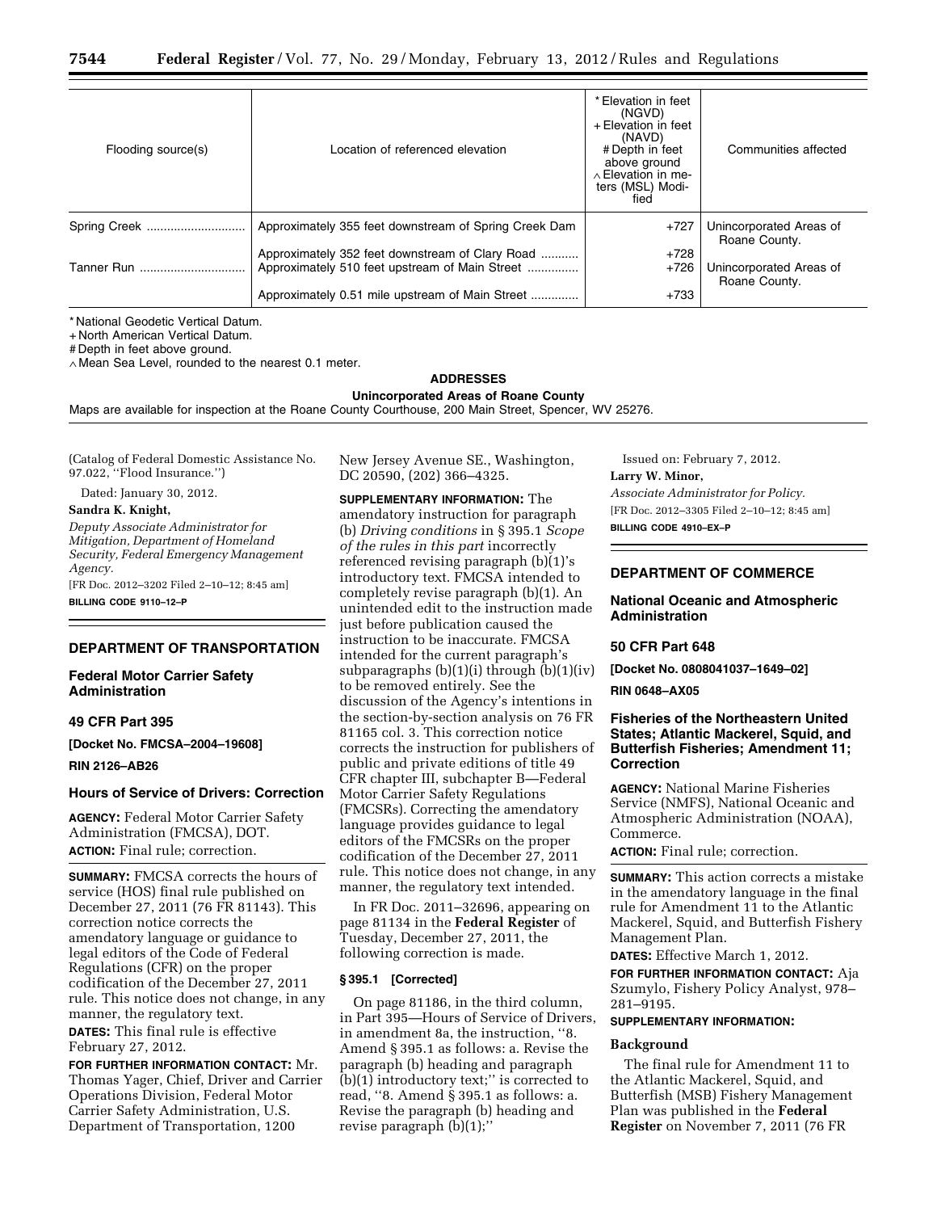| Flooding source(s) | Location of referenced elevation | * Elevation in feet (NGVD) + Elevation in feet (NAVD) # Depth in feet above ground ∧ Elevation in meters (MSL) Modified | Communities affected |
|---|---|---|---|
| Spring Creek | Approximately 355 feet downstream of Spring Creek Dam | +727 | Unincorporated Areas of Roane County. |
| | Approximately 352 feet downstream of Clary Road | +728 | |
| Tanner Run | Approximately 510 feet upstream of Main Street | +726 | Unincorporated Areas of Roane County. |
| | Approximately 0.51 mile upstream of Main Street | +733 | |

* National Geodetic Vertical Datum.
+ North American Vertical Datum.
# Depth in feet above ground.
∧ Mean Sea Level, rounded to the nearest 0.1 meter.

**ADDRESSES**

**Unincorporated Areas of Roane County**

Maps are available for inspection at the Roane County Courthouse, 200 Main Street, Spencer, WV 25276.

(Catalog of Federal Domestic Assistance No. 97.022, ''Flood Insurance.'')

Dated: January 30, 2012.

**Sandra K. Knight,**

*Deputy Associate Administrator for Mitigation, Department of Homeland Security, Federal Emergency Management Agency.*

[FR Doc. 2012–3202 Filed 2–10–12; 8:45 am]

**BILLING CODE 9110–12–P**

## DEPARTMENT OF TRANSPORTATION

### Federal Motor Carrier Safety Administration

### 49 CFR Part 395

**[Docket No. FMCSA–2004–19608]**

**RIN 2126–AB26**

### Hours of Service of Drivers: Correction

**AGENCY:** Federal Motor Carrier Safety Administration (FMCSA), DOT.

**ACTION:** Final rule; correction.

**SUMMARY:** FMCSA corrects the hours of service (HOS) final rule published on December 27, 2011 (76 FR 81143). This correction notice corrects the amendatory language or guidance to legal editors of the Code of Federal Regulations (CFR) on the proper codification of the December 27, 2011 rule. This notice does not change, in any manner, the regulatory text.

**DATES:** This final rule is effective February 27, 2012.

**FOR FURTHER INFORMATION CONTACT:** Mr. Thomas Yager, Chief, Driver and Carrier Operations Division, Federal Motor Carrier Safety Administration, U.S. Department of Transportation, 1200 New Jersey Avenue SE., Washington, DC 20590, (202) 366–4325.

**SUPPLEMENTARY INFORMATION:** The amendatory instruction for paragraph (b) *Driving conditions* in § 395.1 *Scope of the rules in this part* incorrectly referenced revising paragraph (b)(1)'s introductory text. FMCSA intended to completely revise paragraph (b)(1). An unintended edit to the instruction made just before publication caused the instruction to be inaccurate. FMCSA intended for the current paragraph's subparagraphs (b)(1)(i) through (b)(1)(iv) to be removed entirely. See the discussion of the Agency's intentions in the section-by-section analysis on 76 FR 81165 col. 3. This correction notice corrects the instruction for publishers of public and private editions of title 49 CFR chapter III, subchapter B—Federal Motor Carrier Safety Regulations (FMCSRs). Correcting the amendatory language provides guidance to legal editors of the FMCSRs on the proper codification of the December 27, 2011 rule. This notice does not change, in any manner, the regulatory text intended.

In FR Doc. 2011–32696, appearing on page 81134 in the **Federal Register** of Tuesday, December 27, 2011, the following correction is made.

#### § 395.1 [Corrected]

On page 81186, in the third column, in Part 395—Hours of Service of Drivers, in amendment 8a, the instruction, ''8. Amend § 395.1 as follows: a. Revise the paragraph (b) heading and paragraph (b)(1) introductory text;'' is corrected to read, ''8. Amend § 395.1 as follows: a. Revise the paragraph (b) heading and revise paragraph (b)(1);''

Issued on: February 7, 2012.

**Larry W. Minor,**

*Associate Administrator for Policy.*

[FR Doc. 2012–3305 Filed 2–10–12; 8:45 am]

**BILLING CODE 4910–EX–P**

## DEPARTMENT OF COMMERCE

### National Oceanic and Atmospheric Administration

### 50 CFR Part 648

**[Docket No. 0808041037–1649–02]**

**RIN 0648–AX05**

### Fisheries of the Northeastern United States; Atlantic Mackerel, Squid, and Butterfish Fisheries; Amendment 11; Correction

**AGENCY:** National Marine Fisheries Service (NMFS), National Oceanic and Atmospheric Administration (NOAA), Commerce.

**ACTION:** Final rule; correction.

**SUMMARY:** This action corrects a mistake in the amendatory language in the final rule for Amendment 11 to the Atlantic Mackerel, Squid, and Butterfish Fishery Management Plan.

**DATES:** Effective March 1, 2012.

**FOR FURTHER INFORMATION CONTACT:** Aja Szumylo, Fishery Policy Analyst, 978–281–9195.

**SUPPLEMENTARY INFORMATION:**

#### Background

The final rule for Amendment 11 to the Atlantic Mackerel, Squid, and Butterfish (MSB) Fishery Management Plan was published in the **Federal Register** on November 7, 2011 (76 FR